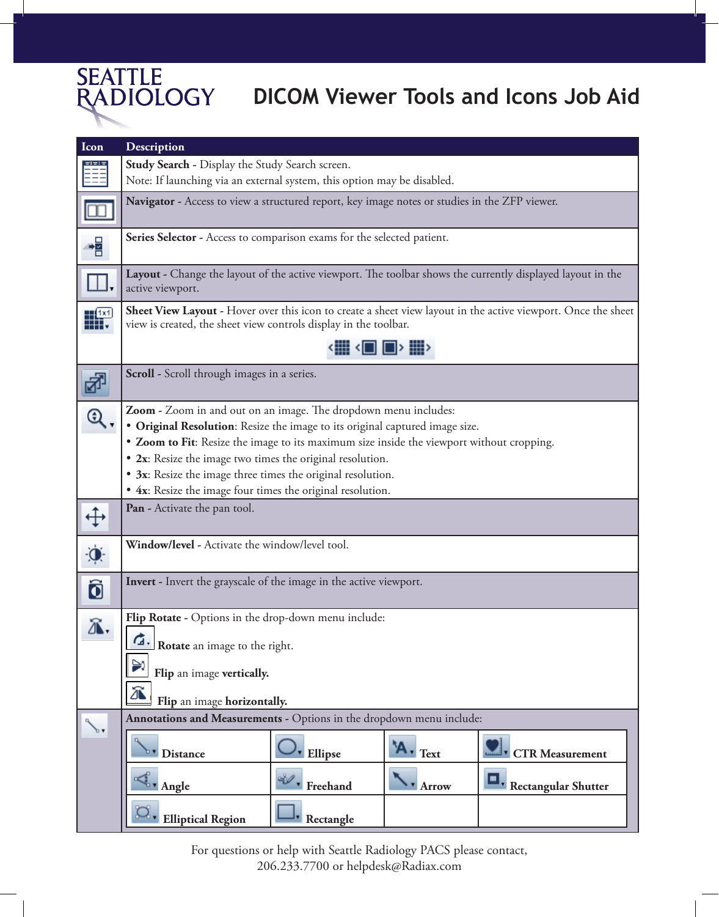SEATTLE RADIOLOGY

# DICOM Viewer Tools and Icons Job Aid

| Icon | Description |
|---|---|
| | **Study Search** - Display the Study Search screen.<br>Note: If launching via an external system, this option may be disabled. |
| | **Navigator** - Access to view a structured report, key image notes or studies in the ZFP viewer. |
| | **Series Selector** - Access to comparison exams for the selected patient. |
| | **Layout** - Change the layout of the active viewport. The toolbar shows the currently displayed layout in the active viewport. |
| | **Sheet View Layout** - Hover over this icon to create a sheet view layout in the active viewport. Once the sheet view is created, the sheet view controls display in the toolbar. |
| | **Scroll** - Scroll through images in a series. |
| | **Zoom** - Zoom in and out on an image. The dropdown menu includes:<br>• **Original Resolution**: Resize the image to its original captured image size.<br>• **Zoom to Fit**: Resize the image to its maximum size inside the viewport without cropping.<br>• **2x**: Resize the image two times the original resolution.<br>• **3x**: Resize the image three times the original resolution.<br>• **4x**: Resize the image four times the original resolution. |
| | **Pan** - Activate the pan tool. |
| | **Window/level** - Activate the window/level tool. |
| | **Invert** - Invert the grayscale of the image in the active viewport. |
| | **Flip Rotate** - Options in the drop-down menu include:<br>**Rotate** an image to the right.<br>**Flip** an image **vertically.**<br>**Flip** an image **horizontally.** |
| | **Annotations and Measurements** - Options in the dropdown menu include:<br>**Distance**, **Ellipse**, **Text**, **CTR Measurement**<br>**Angle**, **Freehand**, **Arrow**, **Rectangular Shutter**<br>**Elliptical Region**, **Rectangle** |

For questions or help with Seattle Radiology PACS please contact,
206.233.7700 or helpdesk@Radiax.com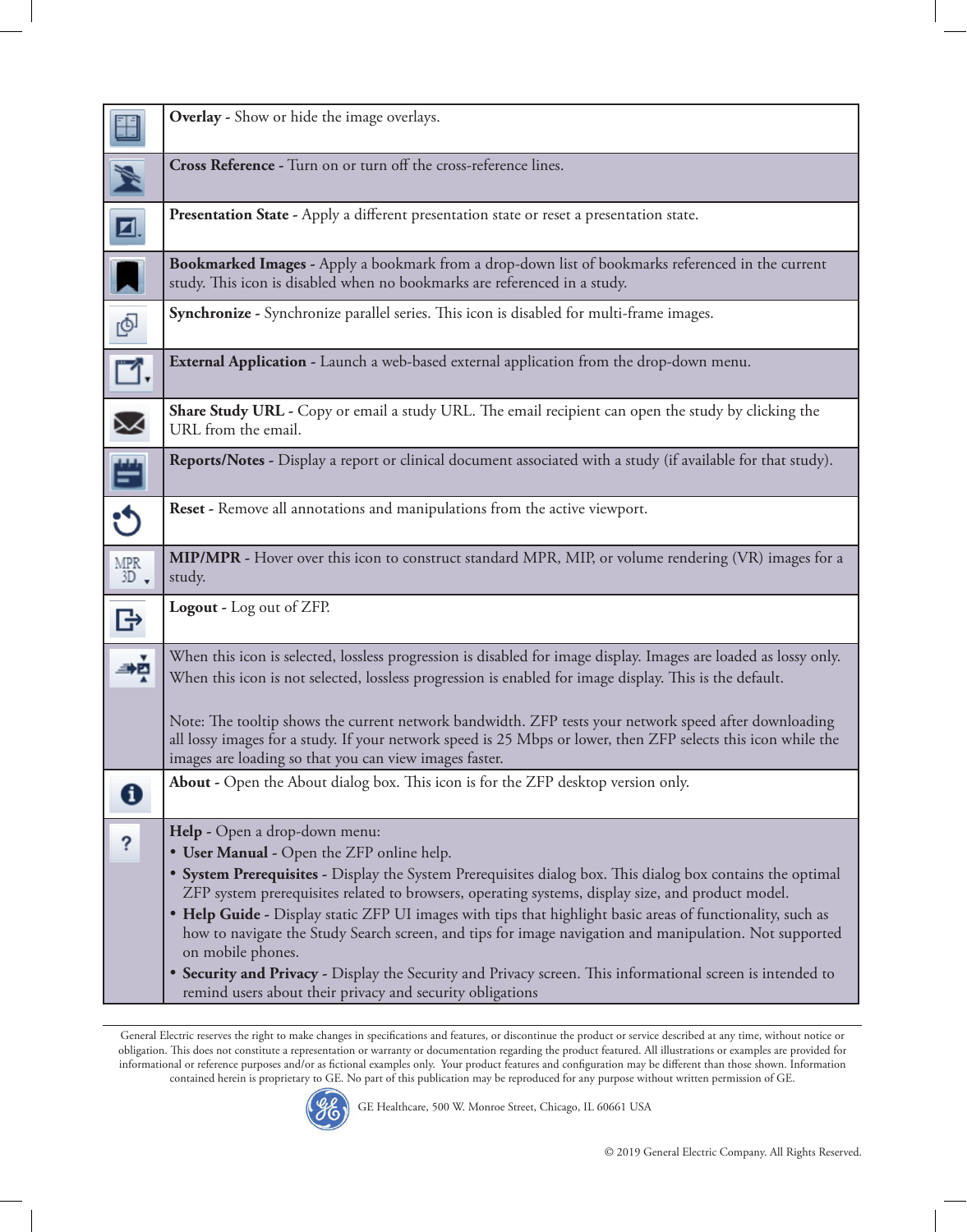| | |
|---|---|
| | **Overlay -** Show or hide the image overlays. |
| | **Cross Reference -** Turn on or turn off the cross-reference lines. |
| | **Presentation State -** Apply a different presentation state or reset a presentation state. |
| | **Bookmarked Images -** Apply a bookmark from a drop-down list of bookmarks referenced in the current study. This icon is disabled when no bookmarks are referenced in a study. |
| | **Synchronize -** Synchronize parallel series. This icon is disabled for multi-frame images. |
| | **External Application -** Launch a web-based external application from the drop-down menu. |
| | **Share Study URL -** Copy or email a study URL. The email recipient can open the study by clicking the URL from the email. |
| | **Reports/Notes -** Display a report or clinical document associated with a study (if available for that study). |
| | **Reset -** Remove all annotations and manipulations from the active viewport. |
| MPR 3D | **MIP/MPR -** Hover over this icon to construct standard MPR, MIP, or volume rendering (VR) images for a study. |
| | **Logout -** Log out of ZFP. |
| | When this icon is selected, lossless progression is disabled for image display. Images are loaded as lossy only. When this icon is not selected, lossless progression is enabled for image display. This is the default.<br><br>Note: The tooltip shows the current network bandwidth. ZFP tests your network speed after downloading all lossy images for a study. If your network speed is 25 Mbps or lower, then ZFP selects this icon while the images are loading so that you can view images faster. |
| | **About -** Open the About dialog box. This icon is for the ZFP desktop version only. |
| ? | **Help -** Open a drop-down menu:<br>• **User Manual -** Open the ZFP online help.<br>• **System Prerequisites -** Display the System Prerequisites dialog box. This dialog box contains the optimal ZFP system prerequisites related to browsers, operating systems, display size, and product model.<br>• **Help Guide -** Display static ZFP UI images with tips that highlight basic areas of functionality, such as how to navigate the Study Search screen, and tips for image navigation and manipulation. Not supported on mobile phones.<br>• **Security and Privacy -** Display the Security and Privacy screen. This informational screen is intended to remind users about their privacy and security obligations |

General Electric reserves the right to make changes in specifications and features, or discontinue the product or service described at any time, without notice or obligation. This does not constitute a representation or warranty or documentation regarding the product featured. All illustrations or examples are provided for informational or reference purposes and/or as fictional examples only. Your product features and configuration may be different than those shown. Information contained herein is proprietary to GE. No part of this publication may be reproduced for any purpose without written permission of GE.

GE Healthcare, 500 W. Monroe Street, Chicago, IL 60661 USA

© 2019 General Electric Company. All Rights Reserved.